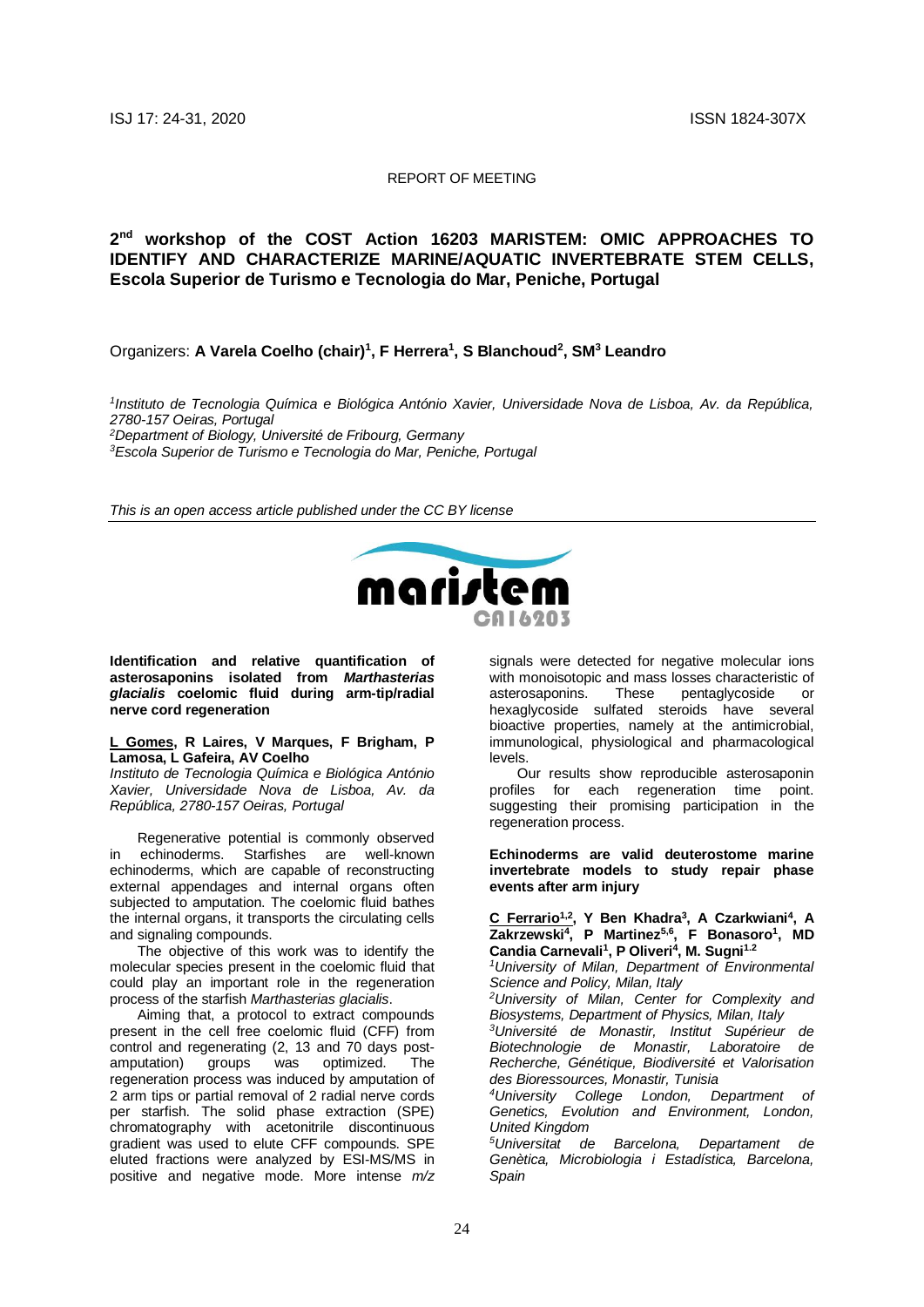REPORT OF MEETING

# 2nd workshop of the COST Action 16203 MARISTEM: OMIC APPROACHES TO IDENTIFY AND CHARACTERIZE MARINE/AQUATIC INVERTEBRATE STEM CELLS, Escola Superior de Turismo e Tecnologia do Mar, Peniche, Portugal

Organizers: **A Varela Coelho (chair)[1], F Herrera[1], S Blanchoud[2], SM[3] Leandro**

*[1]Instituto de Tecnologia Química e Biológica António Xavier, Universidade Nova de Lisboa, Av. da República, 2780-157 Oeiras, Portugal*
*[2]Department of Biology, Université de Fribourg, Germany*
*[3]Escola Superior de Turismo e Tecnologia do Mar, Peniche, Portugal*

*This is an open access article published under the CC BY license*

## Identification and relative quantification of asterosaponins isolated from *Marthasterias glacialis* coelomic fluid during arm-tip/radial nerve cord regeneration

**L Gomes, R Laires, V Marques, F Brigham, P Lamosa, L Gafeira, AV Coelho**
*Instituto de Tecnologia Química e Biológica António Xavier, Universidade Nova de Lisboa, Av. da República, 2780-157 Oeiras, Portugal*

Regenerative potential is commonly observed in echinoderms. Starfishes are well-known echinoderms, which are capable of reconstructing external appendages and internal organs often subjected to amputation. The coelomic fluid bathes the internal organs, it transports the circulating cells and signaling compounds.

The objective of this work was to identify the molecular species present in the coelomic fluid that could play an important role in the regeneration process of the starfish *Marthasterias glacialis*.

Aiming that, a protocol to extract compounds present in the cell free coelomic fluid (CFF) from control and regenerating (2, 13 and 70 days post-amputation) groups was optimized. The regeneration process was induced by amputation of 2 arm tips or partial removal of 2 radial nerve cords per starfish. The solid phase extraction (SPE) chromatography with acetonitrile discontinuous gradient was used to elute CFF compounds. SPE eluted fractions were analyzed by ESI-MS/MS in positive and negative mode. More intense *m/z* signals were detected for negative molecular ions with monoisotopic and mass losses characteristic of asterosaponins. These pentaglycoside or hexaglycoside sulfated steroids have several bioactive properties, namely at the antimicrobial, immunological, physiological and pharmacological levels.

Our results show reproducible asterosaponin profiles for each regeneration time point. suggesting their promising participation in the regeneration process.

## Echinoderms are valid deuterostome marine invertebrate models to study repair phase events after arm injury

**C Ferrario[1,2], Y Ben Khadra[3], A Czarkwiani[4], A Zakrzewski[4], P Martinez[5,6], F Bonasoro[1], MD Candia Carnevali[1], P Oliveri[4], M. Sugni[1,2]**
*[1]University of Milan, Department of Environmental Science and Policy, Milan, Italy*
*[2]University of Milan, Center for Complexity and Biosystems, Department of Physics, Milan, Italy*
*[3]Université de Monastir, Institut Supérieur de Biotechnologie de Monastir, Laboratoire de Recherche, Génétique, Biodiversité et Valorisation des Bioressources, Monastir, Tunisia*
*[4]University College London, Department of Genetics, Evolution and Environment, London, United Kingdom*
*[5]Universitat de Barcelona, Departament de Genètica, Microbiologia i Estadística, Barcelona, Spain*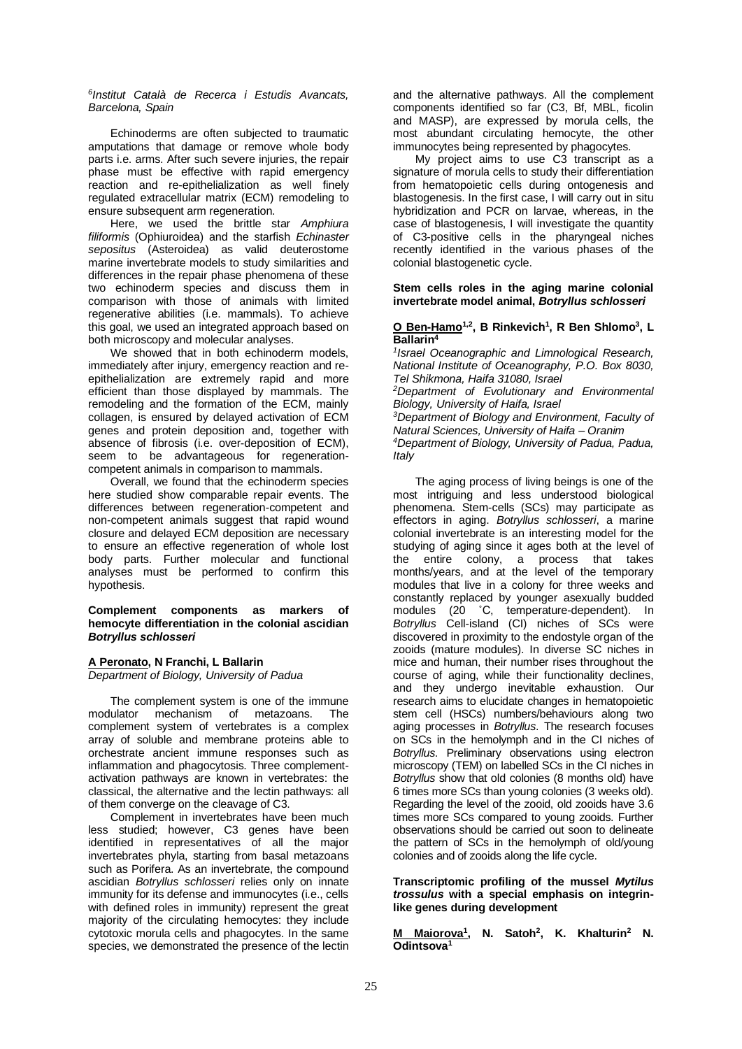[6]*Institut Català de Recerca i Estudis Avancats, Barcelona, Spain*

Echinoderms are often subjected to traumatic amputations that damage or remove whole body parts i.e. arms. After such severe injuries, the repair phase must be effective with rapid emergency reaction and re-epithelialization as well finely regulated extracellular matrix (ECM) remodeling to ensure subsequent arm regeneration.

Here, we used the brittle star *Amphiura filiformis* (Ophiuroidea) and the starfish *Echinaster sepositus* (Asteroidea) as valid deuterostome marine invertebrate models to study similarities and differences in the repair phase phenomena of these two echinoderm species and discuss them in comparison with those of animals with limited regenerative abilities (i.e. mammals). To achieve this goal, we used an integrated approach based on both microscopy and molecular analyses.

We showed that in both echinoderm models, immediately after injury, emergency reaction and re-epithelialization are extremely rapid and more efficient than those displayed by mammals. The remodeling and the formation of the ECM, mainly collagen, is ensured by delayed activation of ECM genes and protein deposition and, together with absence of fibrosis (i.e. over-deposition of ECM), seem to be advantageous for regeneration-competent animals in comparison to mammals.

Overall, we found that the echinoderm species here studied show comparable repair events. The differences between regeneration-competent and non-competent animals suggest that rapid wound closure and delayed ECM deposition are necessary to ensure an effective regeneration of whole lost body parts. Further molecular and functional analyses must be performed to confirm this hypothesis.

**Complement components as markers of hemocyte differentiation in the colonial ascidian *Botryllus schlosseri***

**A Peronato, N Franchi, L Ballarin**
*Department of Biology, University of Padua*

The complement system is one of the immune modulator mechanism of metazoans. The complement system of vertebrates is a complex array of soluble and membrane proteins able to orchestrate ancient immune responses such as inflammation and phagocytosis. Three complement-activation pathways are known in vertebrates: the classical, the alternative and the lectin pathways: all of them converge on the cleavage of C3.

Complement in invertebrates have been much less studied; however, C3 genes have been identified in representatives of all the major invertebrates phyla, starting from basal metazoans such as Porifera. As an invertebrate, the compound ascidian *Botryllus schlosseri* relies only on innate immunity for its defense and immunocytes (i.e., cells with defined roles in immunity) represent the great majority of the circulating hemocytes: they include cytotoxic morula cells and phagocytes. In the same species, we demonstrated the presence of the lectin and the alternative pathways. All the complement components identified so far (C3, Bf, MBL, ficolin and MASP), are expressed by morula cells, the most abundant circulating hemocyte, the other immunocytes being represented by phagocytes.

My project aims to use C3 transcript as a signature of morula cells to study their differentiation from hematopoietic cells during ontogenesis and blastogenesis. In the first case, I will carry out in situ hybridization and PCR on larvae, whereas, in the case of blastogenesis, I will investigate the quantity of C3-positive cells in the pharyngeal niches recently identified in the various phases of the colonial blastogenetic cycle.

**Stem cells roles in the aging marine colonial invertebrate model animal, *Botryllus schlosseri***

**O Ben-Hamo[1,2], B Rinkevich[1], R Ben Shlomo[3], L Ballarin[4]**

[1]*Israel Oceanographic and Limnological Research, National Institute of Oceanography, P.O. Box 8030, Tel Shikmona, Haifa 31080, Israel*
[2]*Department of Evolutionary and Environmental Biology, University of Haifa, Israel*
[3]*Department of Biology and Environment, Faculty of Natural Sciences, University of Haifa – Oranim*
[4]*Department of Biology, University of Padua, Padua, Italy*

The aging process of living beings is one of the most intriguing and less understood biological phenomena. Stem-cells (SCs) may participate as effectors in aging. *Botryllus schlosseri*, a marine colonial invertebrate is an interesting model for the studying of aging since it ages both at the level of the entire colony, a process that takes months/years, and at the level of the temporary modules that live in a colony for three weeks and constantly replaced by younger asexually budded modules (20 ˚C, temperature-dependent). In *Botryllus* Cell-island (CI) niches of SCs were discovered in proximity to the endostyle organ of the zooids (mature modules). In diverse SC niches in mice and human, their number rises throughout the course of aging, while their functionality declines, and they undergo inevitable exhaustion. Our research aims to elucidate changes in hematopoietic stem cell (HSCs) numbers/behaviours along two aging processes in *Botryllus*. The research focuses on SCs in the hemolymph and in the CI niches of *Botryllus*. Preliminary observations using electron microscopy (TEM) on labelled SCs in the CI niches in *Botryllus* show that old colonies (8 months old) have 6 times more SCs than young colonies (3 weeks old). Regarding the level of the zooid, old zooids have 3.6 times more SCs compared to young zooids. Further observations should be carried out soon to delineate the pattern of SCs in the hemolymph of old/young colonies and of zooids along the life cycle.

**Transcriptomic profiling of the mussel *Mytilus trossulus* with a special emphasis on integrin-like genes during development**

**M Maiorova[1], N. Satoh[2], K. Khalturin[2] N. Odintsova[1]**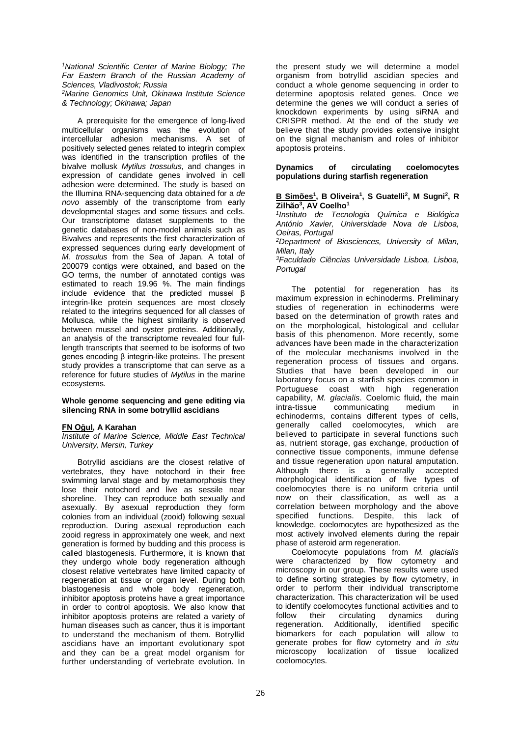[1]National Scientific Center of Marine Biology; The Far Eastern Branch of the Russian Academy of Sciences, Vladivostok; Russia
[2]Marine Genomics Unit, Okinawa Institute Science & Technology; Okinawa; Japan

A prerequisite for the emergence of long-lived multicellular organisms was the evolution of intercellular adhesion mechanisms. A set of positively selected genes related to integrin complex was identified in the transcription profiles of the bivalve mollusk *Mytilus trossulus*, and changes in expression of candidate genes involved in cell adhesion were determined. The study is based on the Illumina RNA-sequencing data obtained for a *de novo* assembly of the transcriptome from early developmental stages and some tissues and cells. Our transcriptome dataset supplements to the genetic databases of non-model animals such as Bivalves and represents the first characterization of expressed sequences during early development of *M. trossulus* from the Sea of Japan. A total of 200079 contigs were obtained, and based on the GO terms, the number of annotated contigs was estimated to reach 19.96 %. The main findings include evidence that the predicted mussel β integrin-like protein sequences are most closely related to the integrins sequenced for all classes of Mollusca, while the highest similarity is observed between mussel and oyster proteins. Additionally, an analysis of the transcriptome revealed four full-length transcripts that seemed to be isoforms of two genes encoding β integrin-like proteins. The present study provides a transcriptome that can serve as a reference for future studies of *Mytilus* in the marine ecosystems.

### Whole genome sequencing and gene editing via silencing RNA in some botryllid ascidians

**<u>FN Oğul</u>, A Karahan**
*Institute of Marine Science, Middle East Technical University, Mersin, Turkey*

Botryllid ascidians are the closest relative of vertebrates, they have notochord in their free swimming larval stage and by metamorphosis they lose their notochord and live as sessile near shoreline. They can reproduce both sexually and asexually. By asexual reproduction they form colonies from an individual (zooid) following sexual reproduction. During asexual reproduction each zooid regress in approximately one week, and next generation is formed by budding and this process is called blastogenesis. Furthermore, it is known that they undergo whole body regeneration although closest relative vertebrates have limited capacity of regeneration at tissue or organ level. During both blastogenesis and whole body regeneration, inhibitor apoptosis proteins have a great importance in order to control apoptosis. We also know that inhibitor apoptosis proteins are related a variety of human diseases such as cancer, thus it is important to understand the mechanism of them. Botryllid ascidians have an important evolutionary spot and they can be a great model organism for further understanding of vertebrate evolution. In the present study we will determine a model organism from botryllid ascidian species and conduct a whole genome sequencing in order to determine apoptosis related genes. Once we determine the genes we will conduct a series of knockdown experiments by using siRNA and CRISPR method. At the end of the study we believe that the study provides extensive insight on the signal mechanism and roles of inhibitor apoptosis proteins.

### Dynamics of circulating coelomocytes populations during starfish regeneration

**<u>B Simões</u>[1], B Oliveira[1], S Guatelli[2], M Sugni[2], R Zilhão[3], AV Coelho[1]**
*[1]Instituto de Tecnologia Química e Biológica António Xavier, Universidade Nova de Lisboa, Oeiras, Portugal*
*[2]Department of Biosciences, University of Milan, Milan, Italy*
*[3]Faculdade Ciências Universidade Lisboa, Lisboa, Portugal*

The potential for regeneration has its maximum expression in echinoderms. Preliminary studies of regeneration in echinoderms were based on the determination of growth rates and on the morphological, histological and cellular basis of this phenomenon. More recently, some advances have been made in the characterization of the molecular mechanisms involved in the regeneration process of tissues and organs. Studies that have been developed in our laboratory focus on a starfish species common in Portuguese coast with high regeneration capability, *M. glacialis*. Coelomic fluid, the main intra-tissue communicating medium in echinoderms, contains different types of cells, generally called coelomocytes, which are believed to participate in several functions such as, nutrient storage, gas exchange, production of connective tissue components, immune defense and tissue regeneration upon natural amputation. Although there is a generally accepted morphological identification of five types of coelomocytes there is no uniform criteria until now on their classification, as well as a correlation between morphology and the above specified functions. Despite, this lack of knowledge, coelomocytes are hypothesized as the most actively involved elements during the repair phase of asteroid arm regeneration.

Coelomocyte populations from *M. glacialis* were characterized by flow cytometry and microscopy in our group. These results were used to define sorting strategies by flow cytometry, in order to perform their individual transcriptome characterization. This characterization will be used to identify coelomocytes functional activities and to follow their circulating dynamics during regeneration. Additionally, identified specific biomarkers for each population will allow to generate probes for flow cytometry and *in situ* microscopy localization of tissue localized coelomocytes.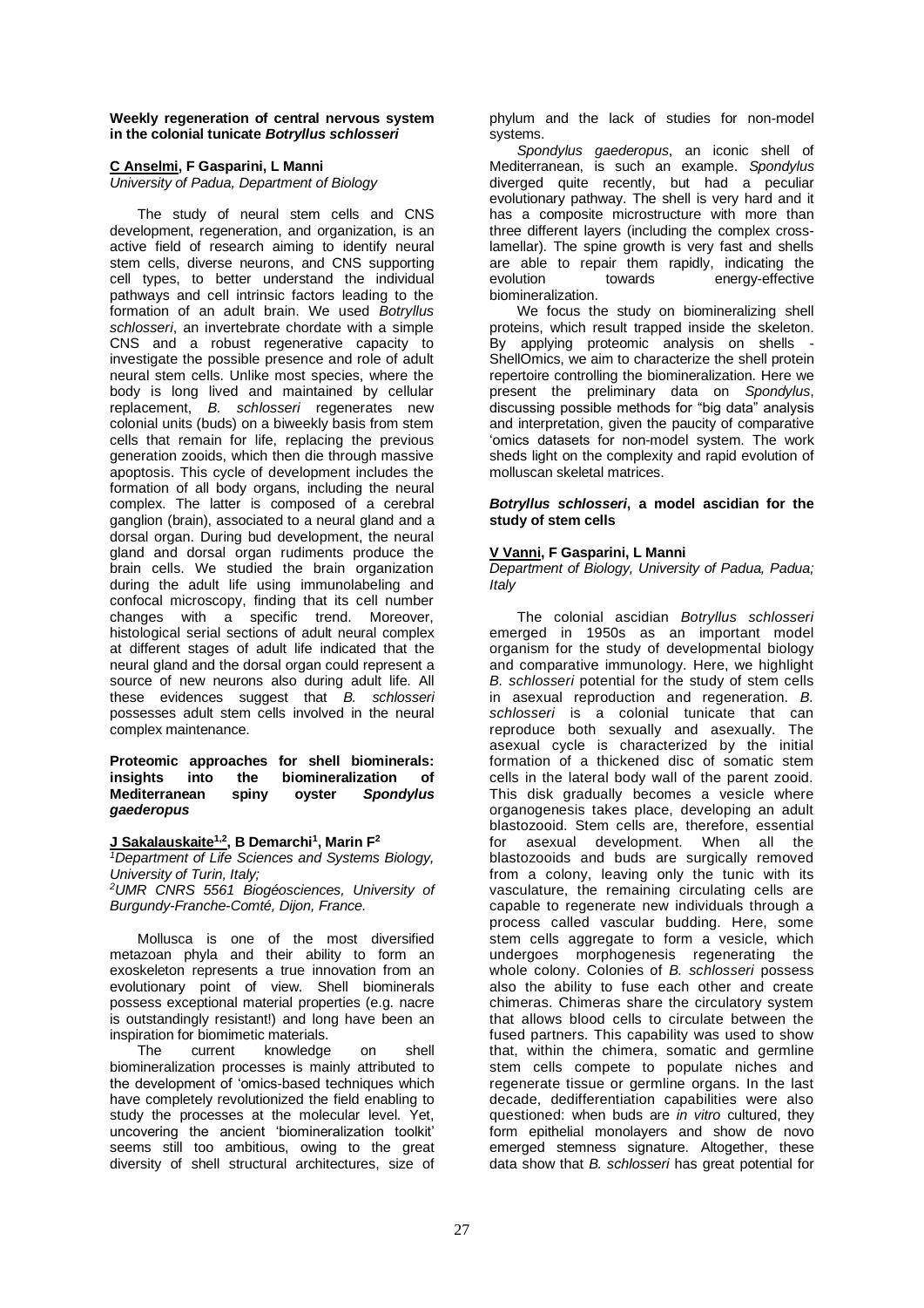**Weekly regeneration of central nervous system in the colonial tunicate *Botryllus schlosseri***

**C Anselmi**, F Gasparini, L Manni

*University of Padua, Department of Biology*

The study of neural stem cells and CNS development, regeneration, and organization, is an active field of research aiming to identify neural stem cells, diverse neurons, and CNS supporting cell types, to better understand the individual pathways and cell intrinsic factors leading to the formation of an adult brain. We used *Botryllus schlosseri*, an invertebrate chordate with a simple CNS and a robust regenerative capacity to investigate the possible presence and role of adult neural stem cells. Unlike most species, where the body is long lived and maintained by cellular replacement, *B. schlosseri* regenerates new colonial units (buds) on a biweekly basis from stem cells that remain for life, replacing the previous generation zooids, which then die through massive apoptosis. This cycle of development includes the formation of all body organs, including the neural complex. The latter is composed of a cerebral ganglion (brain), associated to a neural gland and a dorsal organ. During bud development, the neural gland and dorsal organ rudiments produce the brain cells. We studied the brain organization during the adult life using immunolabeling and confocal microscopy, finding that its cell number changes with a specific trend. Moreover, histological serial sections of adult neural complex at different stages of adult life indicated that the neural gland and the dorsal organ could represent a source of new neurons also during adult life. All these evidences suggest that *B. schlosseri* possesses adult stem cells involved in the neural complex maintenance.

**Proteomic approaches for shell biominerals: insights into the biomineralization of Mediterranean spiny oyster *Spondylus gaederopus***

**J Sakalauskaite**[1,2], **B Demarchi**[1], **Marin F**[2]

[1]*Department of Life Sciences and Systems Biology, University of Turin, Italy;*

[2]*UMR CNRS 5561 Biogéosciences, University of Burgundy-Franche-Comté, Dijon, France.*

Mollusca is one of the most diversified metazoan phyla and their ability to form an exoskeleton represents a true innovation from an evolutionary point of view. Shell biominerals possess exceptional material properties (e.g. nacre is outstandingly resistant!) and long have been an inspiration for biomimetic materials.

The current knowledge on shell biomineralization processes is mainly attributed to the development of 'omics-based techniques which have completely revolutionized the field enabling to study the processes at the molecular level. Yet, uncovering the ancient 'biomineralization toolkit' seems still too ambitious, owing to the great diversity of shell structural architectures, size of phylum and the lack of studies for non-model systems.

*Spondylus gaederopus*, an iconic shell of Mediterranean, is such an example. *Spondylus* diverged quite recently, but had a peculiar evolutionary pathway. The shell is very hard and it has a composite microstructure with more than three different layers (including the complex cross-lamellar). The spine growth is very fast and shells are able to repair them rapidly, indicating the evolution towards energy-effective biomineralization.

We focus the study on biomineralizing shell proteins, which result trapped inside the skeleton. By applying proteomic analysis on shells - ShellOmics, we aim to characterize the shell protein repertoire controlling the biomineralization. Here we present the preliminary data on *Spondylus*, discussing possible methods for "big data" analysis and interpretation, given the paucity of comparative 'omics datasets for non-model system. The work sheds light on the complexity and rapid evolution of molluscan skeletal matrices.

***Botryllus schlosseri*, a model ascidian for the study of stem cells**

**V Vanni**, F Gasparini, L Manni

*Department of Biology, University of Padua, Padua; Italy*

The colonial ascidian *Botryllus schlosseri* emerged in 1950s as an important model organism for the study of developmental biology and comparative immunology. Here, we highlight *B. schlosseri* potential for the study of stem cells in asexual reproduction and regeneration. *B. schlosseri* is a colonial tunicate that can reproduce both sexually and asexually. The asexual cycle is characterized by the initial formation of a thickened disc of somatic stem cells in the lateral body wall of the parent zooid. This disk gradually becomes a vesicle where organogenesis takes place, developing an adult blastozooid. Stem cells are, therefore, essential for asexual development. When all the blastozooids and buds are surgically removed from a colony, leaving only the tunic with its vasculature, the remaining circulating cells are capable to regenerate new individuals through a process called vascular budding. Here, some stem cells aggregate to form a vesicle, which undergoes morphogenesis regenerating the whole colony. Colonies of *B. schlosseri* possess also the ability to fuse each other and create chimeras. Chimeras share the circulatory system that allows blood cells to circulate between the fused partners. This capability was used to show that, within the chimera, somatic and germline stem cells compete to populate niches and regenerate tissue or germline organs. In the last decade, dedifferentiation capabilities were also questioned: when buds are *in vitro* cultured, they form epithelial monolayers and show de novo emerged stemness signature. Altogether, these data show that *B. schlosseri* has great potential for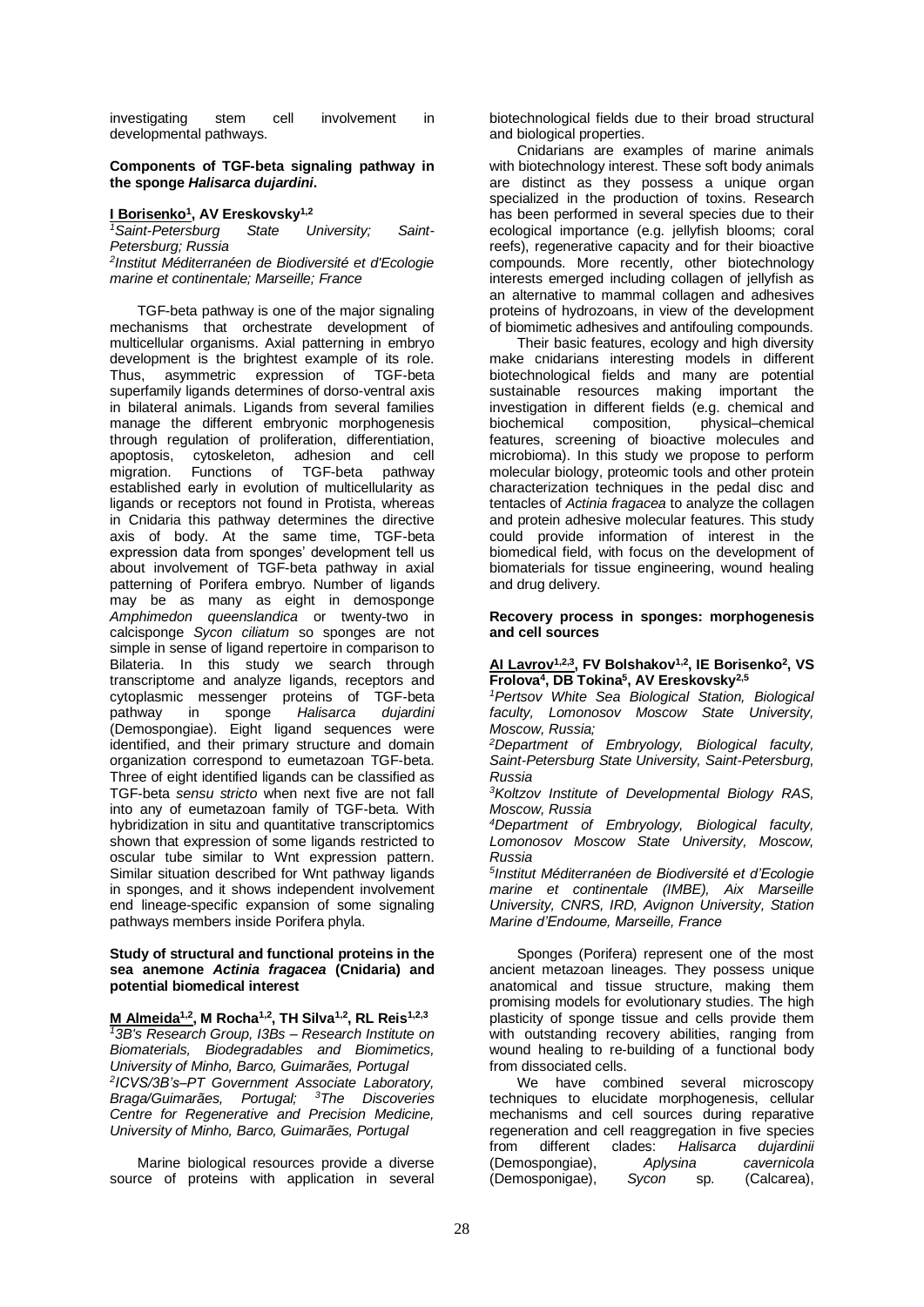investigating stem cell involvement in developmental pathways.

### Components of TGF-beta signaling pathway in the sponge *Halisarca dujardini*.

**I Borisenko**[1], **AV Ereskovsky**[1,2]

[1]*Saint-Petersburg State University; Saint-Petersburg; Russia*

[2]*Institut Méditerranéen de Biodiversité et d'Ecologie marine et continentale; Marseille; France*

TGF-beta pathway is one of the major signaling mechanisms that orchestrate development of multicellular organisms. Axial patterning in embryo development is the brightest example of its role. Thus, asymmetric expression of TGF-beta superfamily ligands determines of dorso-ventral axis in bilateral animals. Ligands from several families manage the different embryonic morphogenesis through regulation of proliferation, differentiation, apoptosis, cytoskeleton, adhesion and cell migration. Functions of TGF-beta pathway established early in evolution of multicellularity as ligands or receptors not found in Protista, whereas in Cnidaria this pathway determines the directive axis of body. At the same time, TGF-beta expression data from sponges' development tell us about involvement of TGF-beta pathway in axial patterning of Porifera embryo. Number of ligands may be as many as eight in demosponge *Amphimedon queenslandica* or twenty-two in calcisponge *Sycon ciliatum* so sponges are not simple in sense of ligand repertoire in comparison to Bilateria. In this study we search through transcriptome and analyze ligands, receptors and cytoplasmic messenger proteins of TGF-beta pathway in sponge *Halisarca dujardini* (Demospongiae). Eight ligand sequences were identified, and their primary structure and domain organization correspond to eumetazoan TGF-beta. Three of eight identified ligands can be classified as TGF-beta *sensu stricto* when next five are not fall into any of eumetazoan family of TGF-beta. With hybridization in situ and quantitative transcriptomics shown that expression of some ligands restricted to oscular tube similar to Wnt expression pattern. Similar situation described for Wnt pathway ligands in sponges, and it shows independent involvement end lineage-specific expansion of some signaling pathways members inside Porifera phyla.

### Study of structural and functional proteins in the sea anemone *Actinia fragacea* (Cnidaria) and potential biomedical interest

**M Almeida**[1,2], **M Rocha**[1,2], **TH Silva**[1,2], **RL Reis**[1,2,3]

[1]*3B's Research Group, I3Bs – Research Institute on Biomaterials, Biodegradables and Biomimetics, University of Minho, Barco, Guimarães, Portugal*

[2]*ICVS/3B's–PT Government Associate Laboratory, Braga/Guimarães, Portugal;* [3]*The Discoveries Centre for Regenerative and Precision Medicine, University of Minho, Barco, Guimarães, Portugal*

Marine biological resources provide a diverse source of proteins with application in several biotechnological fields due to their broad structural and biological properties.

Cnidarians are examples of marine animals with biotechnology interest. These soft body animals are distinct as they possess a unique organ specialized in the production of toxins. Research has been performed in several species due to their ecological importance (e.g. jellyfish blooms; coral reefs), regenerative capacity and for their bioactive compounds. More recently, other biotechnology interests emerged including collagen of jellyfish as an alternative to mammal collagen and adhesives proteins of hydrozoans, in view of the development of biomimetic adhesives and antifouling compounds.

Their basic features, ecology and high diversity make cnidarians interesting models in different biotechnological fields and many are potential sustainable resources making important the investigation in different fields (e.g. chemical and biochemical composition, physical–chemical features, screening of bioactive molecules and microbioma). In this study we propose to perform molecular biology, proteomic tools and other protein characterization techniques in the pedal disc and tentacles of *Actinia fragacea* to analyze the collagen and protein adhesive molecular features. This study could provide information of interest in the biomedical field, with focus on the development of biomaterials for tissue engineering, wound healing and drug delivery.

### Recovery process in sponges: morphogenesis and cell sources

**AI Lavrov**[1,2,3], **FV Bolshakov**[1,2], **IE Borisenko**[2], **VS Frolova**[4], **DB Tokina**[5], **AV Ereskovsky**[2,5]

[1]*Pertsov White Sea Biological Station, Biological faculty, Lomonosov Moscow State University, Moscow, Russia;*

[2]*Department of Embryology, Biological faculty, Saint-Petersburg State University, Saint-Petersburg, Russia*

[3]*Koltzov Institute of Developmental Biology RAS, Moscow, Russia*

[4]*Department of Embryology, Biological faculty, Lomonosov Moscow State University, Moscow, Russia*

[5]*Institut Méditerranéen de Biodiversité et d'Ecologie marine et continentale (IMBE), Aix Marseille University, CNRS, IRD, Avignon University, Station Marine d'Endoume, Marseille, France*

Sponges (Porifera) represent one of the most ancient metazoan lineages. They possess unique anatomical and tissue structure, making them promising models for evolutionary studies. The high plasticity of sponge tissue and cells provide them with outstanding recovery abilities, ranging from wound healing to re-building of a functional body from dissociated cells.

We have combined several microscopy techniques to elucidate morphogenesis, cellular mechanisms and cell sources during reparative regeneration and cell reaggregation in five species from different clades: *Halisarca dujardinii* (Demospongiae), *Aplysina cavernicola* (Demosponigae), *Sycon* sp. (Calcarea),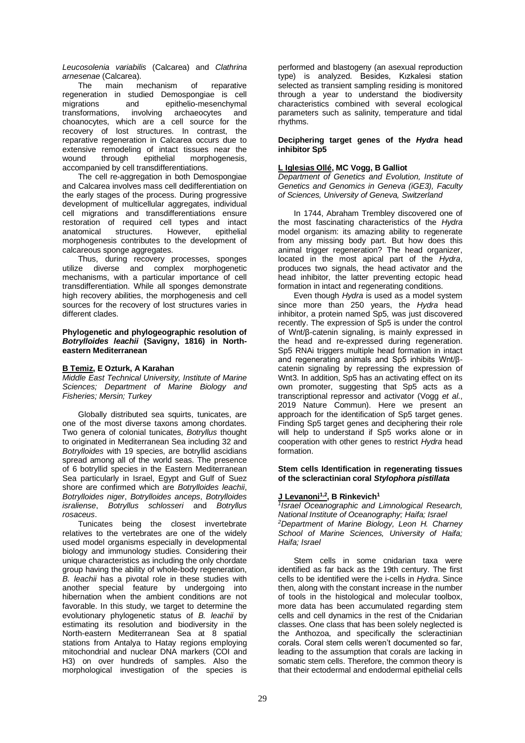*Leucosolenia variabilis* (Calcarea) and *Clathrina arnesenae* (Calcarea).

The main mechanism of reparative regeneration in studied Demospongiae is cell migrations and epithelio-mesenchymal transformations, involving archaeocytes and choanocytes, which are a cell source for the recovery of lost structures. In contrast, the reparative regeneration in Calcarea occurs due to extensive remodeling of intact tissues near the wound through epithelial morphogenesis, accompanied by cell transdifferentiations.

The cell re-aggregation in both Demospongiae and Calcarea involves mass cell dedifferentiation on the early stages of the process. During progressive development of multicellular aggregates, individual cell migrations and transdifferentiations ensure restoration of required cell types and intact anatomical structures. However, epithelial morphogenesis contributes to the development of calcareous sponge aggregates.

Thus, during recovery processes, sponges utilize diverse and complex morphogenetic mechanisms, with a particular importance of cell transdifferentiation. While all sponges demonstrate high recovery abilities, the morphogenesis and cell sources for the recovery of lost structures varies in different clades.

### Phylogenetic and phylogeographic resolution of *Botrylloides leachii* (Savigny, 1816) in North-eastern Mediterranean

**B Temiz, E Ozturk, A Karahan**

*Middle East Technical University, Institute of Marine Sciences; Department of Marine Biology and Fisheries; Mersin; Turkey*

Globally distributed sea squirts, tunicates, are one of the most diverse taxons among chordates. Two genera of colonial tunicates, *Botryllus* thought to originated in Mediterranean Sea including 32 and *Botrylloides* with 19 species, are botryllid ascidians spread among all of the world seas. The presence of 6 botryllid species in the Eastern Mediterranean Sea particularly in Israel, Egypt and Gulf of Suez shore are confirmed which are *Botrylloides leachii*, *Botrylloides niger*, *Botrylloides anceps*, *Botrylloides israliense*, *Botryllus schlosseri* and *Botryllus rosaceus*.

Tunicates being the closest invertebrate relatives to the vertebrates are one of the widely used model organisms especially in developmental biology and immunology studies. Considering their unique characteristics as including the only chordate group having the ability of whole-body regeneration, *B. leachii* has a pivotal role in these studies with another special feature by undergoing into hibernation when the ambient conditions are not favorable. In this study, we target to determine the evolutionary phylogenetic status of *B. leachii* by estimating its resolution and biodiversity in the North-eastern Mediterranean Sea at 8 spatial stations from Antalya to Hatay regions employing mitochondrial and nuclear DNA markers (COI and H3) on over hundreds of samples. Also the morphological investigation of the species is performed and blastogeny (an asexual reproduction type) is analyzed. Besides, Kızkalesi station selected as transient sampling residing is monitored through a year to understand the biodiversity characteristics combined with several ecological parameters such as salinity, temperature and tidal rhythms.

### Deciphering target genes of the *Hydra* head inhibitor Sp5

**L Iglesias Ollé, MC Vogg, B Galliot**

*Department of Genetics and Evolution, Institute of Genetics and Genomics in Geneva (iGE3), Faculty of Sciences, University of Geneva, Switzerland*

In 1744, Abraham Trembley discovered one of the most fascinating characteristics of the *Hydra* model organism: its amazing ability to regenerate from any missing body part. But how does this animal trigger regeneration? The head organizer, located in the most apical part of the *Hydra*, produces two signals, the head activator and the head inhibitor, the latter preventing ectopic head formation in intact and regenerating conditions.

Even though *Hydra* is used as a model system since more than 250 years, the *Hydra* head inhibitor, a protein named Sp5, was just discovered recently. The expression of Sp5 is under the control of Wnt/β-catenin signaling, is mainly expressed in the head and re-expressed during regeneration. Sp5 RNAi triggers multiple head formation in intact and regenerating animals and Sp5 inhibits Wnt/β-catenin signaling by repressing the expression of Wnt3. In addition, Sp5 has an activating effect on its own promoter, suggesting that Sp5 acts as a transcriptional repressor and activator (Vogg *et al.*, 2019 Nature Commun). Here we present an approach for the identification of Sp5 target genes. Finding Sp5 target genes and deciphering their role will help to understand if Sp5 works alone or in cooperation with other genes to restrict *Hydra* head formation.

### Stem cells Identification in regenerating tissues of the scleractinian coral *Stylophora pistillata*

**J Levanoni[1,2], B Rinkevich[1]**

[1]*Israel Oceanographic and Limnological Research, National Institute of Oceanography; Haifa; Israel*
[2]*Department of Marine Biology, Leon H. Charney School of Marine Sciences, University of Haifa; Haifa; Israel*

Stem cells in some cnidarian taxa were identified as far back as the 19th century. The first cells to be identified were the i-cells in *Hydra*. Since then, along with the constant increase in the number of tools in the histological and molecular toolbox, more data has been accumulated regarding stem cells and cell dynamics in the rest of the Cnidarian classes. One class that has been solely neglected is the Anthozoa, and specifically the scleractinian corals. Coral stem cells weren't documented so far, leading to the assumption that corals are lacking in somatic stem cells. Therefore, the common theory is that their ectodermal and endodermal epithelial cells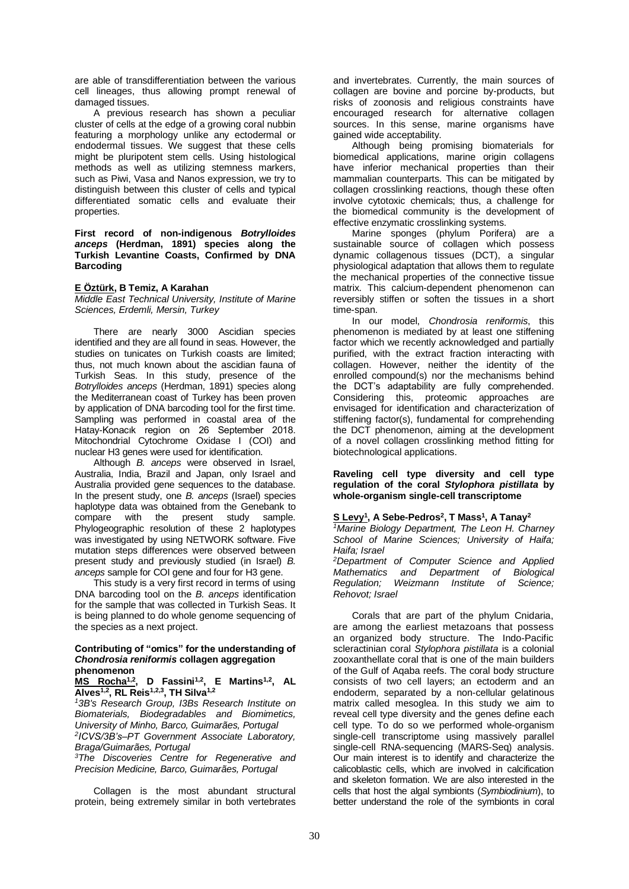are able of transdifferentiation between the various cell lineages, thus allowing prompt renewal of damaged tissues.

A previous research has shown a peculiar cluster of cells at the edge of a growing coral nubbin featuring a morphology unlike any ectodermal or endodermal tissues. We suggest that these cells might be pluripotent stem cells. Using histological methods as well as utilizing stemness markers, such as Piwi, Vasa and Nanos expression, we try to distinguish between this cluster of cells and typical differentiated somatic cells and evaluate their properties.

### First record of non-indigenous *Botrylloides anceps* (Herdman, 1891) species along the Turkish Levantine Coasts, Confirmed by DNA Barcoding

**E Öztürk, B Temiz, A Karahan**

*Middle East Technical University, Institute of Marine Sciences, Erdemli, Mersin, Turkey*

There are nearly 3000 Ascidian species identified and they are all found in seas. However, the studies on tunicates on Turkish coasts are limited; thus, not much known about the ascidian fauna of Turkish Seas. In this study, presence of the *Botrylloides anceps* (Herdman, 1891) species along the Mediterranean coast of Turkey has been proven by application of DNA barcoding tool for the first time. Sampling was performed in coastal area of the Hatay-Konacık region on 26 September 2018. Mitochondrial Cytochrome Oxidase I (COI) and nuclear H3 genes were used for identification.

Although *B. anceps* were observed in Israel, Australia, India, Brazil and Japan, only Israel and Australia provided gene sequences to the database. In the present study, one *B. anceps* (Israel) species haplotype data was obtained from the Genebank to compare with the present study sample. Phylogeographic resolution of these 2 haplotypes was investigated by using NETWORK software. Five mutation steps differences were observed between present study and previously studied (in Israel) *B. anceps* sample for COI gene and four for H3 gene.

This study is a very first record in terms of using DNA barcoding tool on the *B. anceps* identification for the sample that was collected in Turkish Seas. It is being planned to do whole genome sequencing of the species as a next project.

### Contributing of "omics" for the understanding of *Chondrosia reniformis* collagen aggregation phenomenon

**MS Rocha[1,2], D Fassini[1,2], E Martins[1,2], AL Alves[1,2], RL Reis[1,2,3], TH Silva[1,2]**

*[1]3B's Research Group, I3Bs Research Institute on Biomaterials, Biodegradables and Biomimetics, University of Minho, Barco, Guimarães, Portugal*
*[2]ICVS/3B's–PT Government Associate Laboratory, Braga/Guimarães, Portugal*
*[3]The Discoveries Centre for Regenerative and Precision Medicine, Barco, Guimarães, Portugal*

Collagen is the most abundant structural protein, being extremely similar in both vertebrates and invertebrates. Currently, the main sources of collagen are bovine and porcine by-products, but risks of zoonosis and religious constraints have encouraged research for alternative collagen sources. In this sense, marine organisms have gained wide acceptability.

Although being promising biomaterials for biomedical applications, marine origin collagens have inferior mechanical properties than their mammalian counterparts. This can be mitigated by collagen crosslinking reactions, though these often involve cytotoxic chemicals; thus, a challenge for the biomedical community is the development of effective enzymatic crosslinking systems.

Marine sponges (phylum Porifera) are a sustainable source of collagen which possess dynamic collagenous tissues (DCT), a singular physiological adaptation that allows them to regulate the mechanical properties of the connective tissue matrix. This calcium-dependent phenomenon can reversibly stiffen or soften the tissues in a short time-span.

In our model, *Chondrosia reniformis*, this phenomenon is mediated by at least one stiffening factor which we recently acknowledged and partially purified, with the extract fraction interacting with collagen. However, neither the identity of the enrolled compound(s) nor the mechanisms behind the DCT's adaptability are fully comprehended. Considering this, proteomic approaches are envisaged for identification and characterization of stiffening factor(s), fundamental for comprehending the DCT phenomenon, aiming at the development of a novel collagen crosslinking method fitting for biotechnological applications.

### Raveling cell type diversity and cell type regulation of the coral *Stylophora pistillata* by whole-organism single-cell transcriptome

**S Levy[1], A Sebe-Pedros[2], T Mass[1], A Tanay[2]**

*[1]Marine Biology Department, The Leon H. Charney School of Marine Sciences; University of Haifa; Haifa; Israel*
*[2]Department of Computer Science and Applied Mathematics and Department of Biological Regulation; Weizmann Institute of Science; Rehovot; Israel*

Corals that are part of the phylum Cnidaria, are among the earliest metazoans that possess an organized body structure. The Indo-Pacific scleractinian coral *Stylophora pistillata* is a colonial zooxanthellate coral that is one of the main builders of the Gulf of Aqaba reefs. The coral body structure consists of two cell layers; an ectoderm and an endoderm, separated by a non-cellular gelatinous matrix called mesoglea. In this study we aim to reveal cell type diversity and the genes define each cell type. To do so we performed whole-organism single-cell transcriptome using massively parallel single-cell RNA-sequencing (MARS-Seq) analysis. Our main interest is to identify and characterize the calicoblastic cells, which are involved in calcification and skeleton formation. We are also interested in the cells that host the algal symbionts (*Symbiodinium*), to better understand the role of the symbionts in coral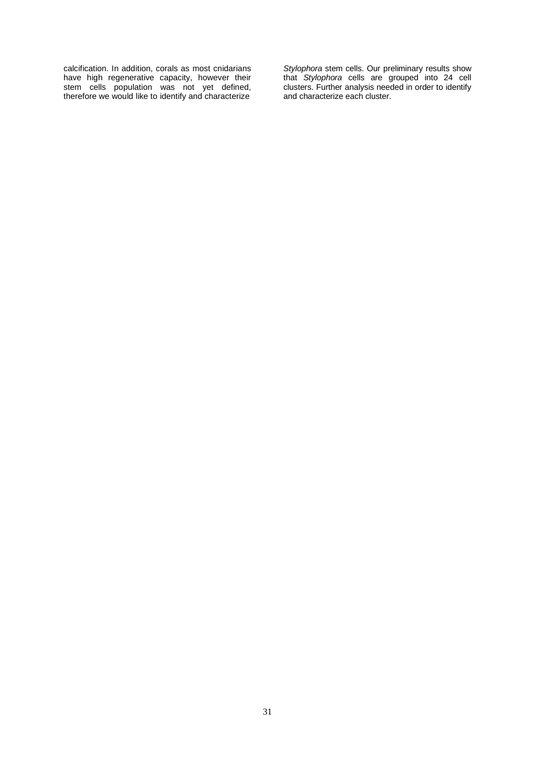calcification. In addition, corals as most cnidarians have high regenerative capacity, however their stem cells population was not yet defined, therefore we would like to identify and characterize *Stylophora* stem cells. Our preliminary results show that *Stylophora* cells are grouped into 24 cell clusters. Further analysis needed in order to identify and characterize each cluster.